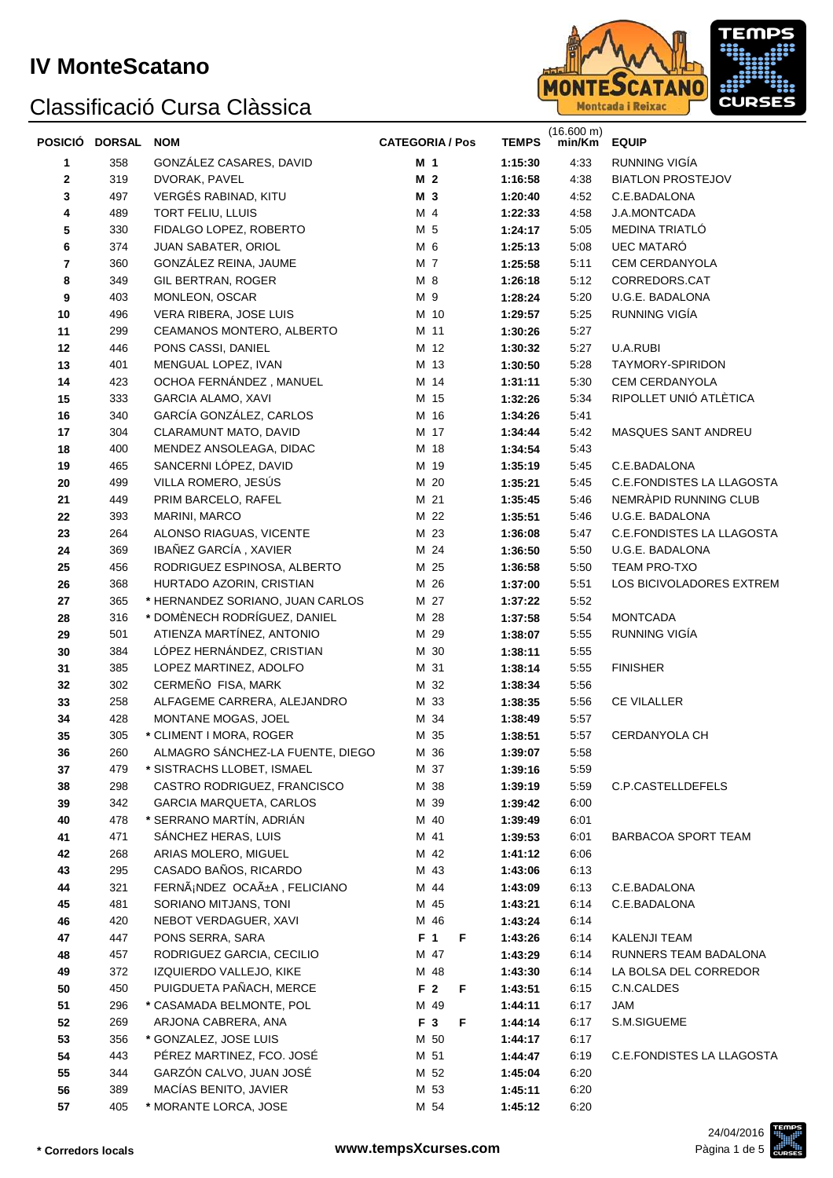# IV MonteScatano

## Classificació Cursa Clàssica

| POSICIÓ | DORSAL | NOM | CATEGORIA / Pos | | TEMPS | (16.600 m) min/Km | EQUIP |
|---|---|---|---|---|---|---|---|
| 1 | 358 | GONZÁLEZ CASARES, DAVID | M 1 | | 1:15:30 | 4:33 | RUNNING VIGÍA |
| 2 | 319 | DVORAK, PAVEL | M 2 | | 1:16:58 | 4:38 | BIATLON PROSTEJOV |
| 3 | 497 | VERGÉS RABINAD, KITU | M 3 | | 1:20:40 | 4:52 | C.E.BADALONA |
| 4 | 489 | TORT FELIU, LLUIS | M 4 | | 1:22:33 | 4:58 | J.A.MONTCADA |
| 5 | 330 | FIDALGO LOPEZ, ROBERTO | M 5 | | 1:24:17 | 5:05 | MEDINA TRIATLÓ |
| 6 | 374 | JUAN SABATER, ORIOL | M 6 | | 1:25:13 | 5:08 | UEC MATARÓ |
| 7 | 360 | GONZÁLEZ REINA, JAUME | M 7 | | 1:25:58 | 5:11 | CEM CERDANYOLA |
| 8 | 349 | GIL BERTRAN, ROGER | M 8 | | 1:26:18 | 5:12 | CORREDORS.CAT |
| 9 | 403 | MONLEON, OSCAR | M 9 | | 1:28:24 | 5:20 | U.G.E. BADALONA |
| 10 | 496 | VERA RIBERA, JOSE LUIS | M 10 | | 1:29:57 | 5:25 | RUNNING VIGÍA |
| 11 | 299 | CEAMANOS MONTERO, ALBERTO | M 11 | | 1:30:26 | 5:27 | |
| 12 | 446 | PONS CASSI, DANIEL | M 12 | | 1:30:32 | 5:27 | U.A.RUBI |
| 13 | 401 | MENGUAL LOPEZ, IVAN | M 13 | | 1:30:50 | 5:28 | TAYMORY-SPIRIDON |
| 14 | 423 | OCHOA FERNÁNDEZ , MANUEL | M 14 | | 1:31:11 | 5:30 | CEM CERDANYOLA |
| 15 | 333 | GARCIA ALAMO, XAVI | M 15 | | 1:32:26 | 5:34 | RIPOLLET UNIÓ ATLÈTICA |
| 16 | 340 | GARCÍA GONZÁLEZ, CARLOS | M 16 | | 1:34:26 | 5:41 | |
| 17 | 304 | CLARAMUNT MATO, DAVID | M 17 | | 1:34:44 | 5:42 | MASQUES SANT ANDREU |
| 18 | 400 | MENDEZ ANSOLEAGA, DIDAC | M 18 | | 1:34:54 | 5:43 | |
| 19 | 465 | SANCERNI LÓPEZ, DAVID | M 19 | | 1:35:19 | 5:45 | C.E.BADALONA |
| 20 | 499 | VILLA ROMERO, JESÚS | M 20 | | 1:35:21 | 5:45 | C.E.FONDISTES LA LLAGOSTA |
| 21 | 449 | PRIM BARCELO, RAFEL | M 21 | | 1:35:45 | 5:46 | NEMRÀPID RUNNING CLUB |
| 22 | 393 | MARINI, MARCO | M 22 | | 1:35:51 | 5:46 | U.G.E. BADALONA |
| 23 | 264 | ALONSO RIAGUAS, VICENTE | M 23 | | 1:36:08 | 5:47 | C.E.FONDISTES LA LLAGOSTA |
| 24 | 369 | IBAÑEZ GARCÍA , XAVIER | M 24 | | 1:36:50 | 5:50 | U.G.E. BADALONA |
| 25 | 456 | RODRIGUEZ ESPINOSA, ALBERTO | M 25 | | 1:36:58 | 5:50 | TEAM PRO-TXO |
| 26 | 368 | HURTADO AZORIN, CRISTIAN | M 26 | | 1:37:00 | 5:51 | LOS BICIVOLADORES EXTREM |
| 27 | 365 | * HERNANDEZ SORIANO, JUAN CARLOS | M 27 | | 1:37:22 | 5:52 | |
| 28 | 316 | * DOMÈNECH RODRÍGUEZ, DANIEL | M 28 | | 1:37:58 | 5:54 | MONTCADA |
| 29 | 501 | ATIENZA MARTÍNEZ, ANTONIO | M 29 | | 1:38:07 | 5:55 | RUNNING VIGÍA |
| 30 | 384 | LÓPEZ HERNÁNDEZ, CRISTIAN | M 30 | | 1:38:11 | 5:55 | |
| 31 | 385 | LOPEZ MARTINEZ, ADOLFO | M 31 | | 1:38:14 | 5:55 | FINISHER |
| 32 | 302 | CERMEÑO FISA, MARK | M 32 | | 1:38:34 | 5:56 | |
| 33 | 258 | ALFAGEME CARRERA, ALEJANDRO | M 33 | | 1:38:35 | 5:56 | CE VILALLER |
| 34 | 428 | MONTANE MOGAS, JOEL | M 34 | | 1:38:49 | 5:57 | |
| 35 | 305 | * CLIMENT I MORA, ROGER | M 35 | | 1:38:51 | 5:57 | CERDANYOLA CH |
| 36 | 260 | ALMAGRO SÁNCHEZ-LA FUENTE, DIEGO | M 36 | | 1:39:07 | 5:58 | |
| 37 | 479 | * SISTRACHS LLOBET, ISMAEL | M 37 | | 1:39:16 | 5:59 | |
| 38 | 298 | CASTRO RODRIGUEZ, FRANCISCO | M 38 | | 1:39:19 | 5:59 | C.P.CASTELLDEFELS |
| 39 | 342 | GARCIA MARQUETA, CARLOS | M 39 | | 1:39:42 | 6:00 | |
| 40 | 478 | * SERRANO MARTÍN, ADRIÁN | M 40 | | 1:39:49 | 6:01 | |
| 41 | 471 | SÁNCHEZ HERAS, LUIS | M 41 | | 1:39:53 | 6:01 | BARBACOA SPORT TEAM |
| 42 | 268 | ARIAS MOLERO, MIGUEL | M 42 | | 1:41:12 | 6:06 | |
| 43 | 295 | CASADO BAÑOS, RICARDO | M 43 | | 1:43:06 | 6:13 | |
| 44 | 321 | FERNÃ¡NDEZ OCAÃ±A , FELICIANO | M 44 | | 1:43:09 | 6:13 | C.E.BADALONA |
| 45 | 481 | SORIANO MITJANS, TONI | M 45 | | 1:43:21 | 6:14 | C.E.BADALONA |
| 46 | 420 | NEBOT VERDAGUER, XAVI | M 46 | | 1:43:24 | 6:14 | |
| 47 | 447 | PONS SERRA, SARA | F 1 | F | 1:43:26 | 6:14 | KALENJI TEAM |
| 48 | 457 | RODRIGUEZ GARCIA, CECILIO | M 47 | | 1:43:29 | 6:14 | RUNNERS TEAM BADALONA |
| 49 | 372 | IZQUIERDO VALLEJO, KIKE | M 48 | | 1:43:30 | 6:14 | LA BOLSA DEL CORREDOR |
| 50 | 450 | PUIGDUETA PAÑACH, MERCE | F 2 | F | 1:43:51 | 6:15 | C.N.CALDES |
| 51 | 296 | * CASAMADA BELMONTE, POL | M 49 | | 1:44:11 | 6:17 | JAM |
| 52 | 269 | ARJONA CABRERA, ANA | F 3 | F | 1:44:14 | 6:17 | S.M.SIGUEME |
| 53 | 356 | * GONZALEZ, JOSE LUIS | M 50 | | 1:44:17 | 6:17 | |
| 54 | 443 | PÉREZ MARTINEZ, FCO. JOSÉ | M 51 | | 1:44:47 | 6:19 | C.E.FONDISTES LA LLAGOSTA |
| 55 | 344 | GARZÓN CALVO, JUAN JOSÉ | M 52 | | 1:45:04 | 6:20 | |
| 56 | 389 | MACÍAS BENITO, JAVIER | M 53 | | 1:45:11 | 6:20 | |
| 57 | 405 | * MORANTE LORCA, JOSE | M 54 | | 1:45:12 | 6:20 | |

**\* Corredors locals**

**www.tempsXcurses.com**

24/04/2016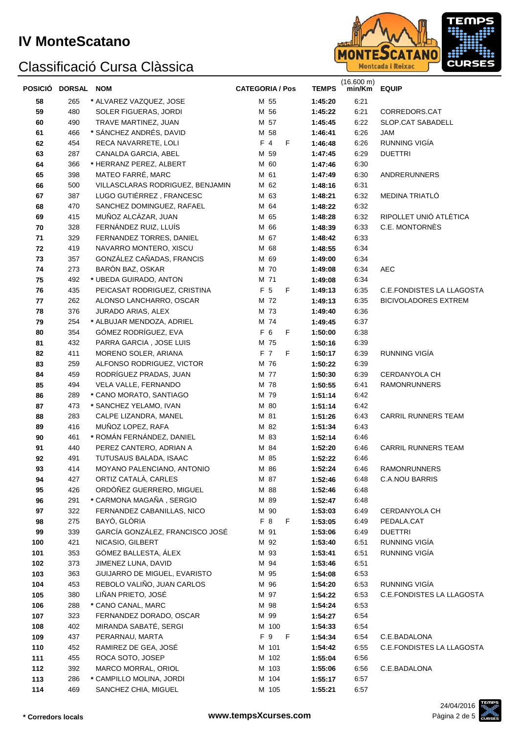# IV MonteScatano

## Classificació Cursa Clàssica

| POSICIÓ | DORSAL | NOM | CATEGORIA / Pos | | TEMPS | (16.600 m) min/Km | EQUIP |
|---|---|---|---|---|---|---|---|
| 58 | 265 | * ALVAREZ VAZQUEZ, JOSE | M 55 | | 1:45:20 | 6:21 | |
| 59 | 480 | SOLER FIGUERAS, JORDI | M 56 | | 1:45:22 | 6:21 | CORREDORS.CAT |
| 60 | 490 | TRAVE MARTINEZ, JUAN | M 57 | | 1:45:45 | 6:22 | SLOP.CAT SABADELL |
| 61 | 466 | * SÁNCHEZ ANDRÉS, DAVID | M 58 | | 1:46:41 | 6:26 | JAM |
| 62 | 454 | RECA NAVARRETE, LOLI | F 4 | F | 1:46:48 | 6:26 | RUNNING VIGÍA |
| 63 | 287 | CANALDA GARCIA, ABEL | M 59 | | 1:47:45 | 6:29 | DUETTRI |
| 64 | 366 | * HERRANZ PEREZ, ALBERT | M 60 | | 1:47:46 | 6:30 | |
| 65 | 398 | MATEO FARRÉ, MARC | M 61 | | 1:47:49 | 6:30 | ANDRERUNNERS |
| 66 | 500 | VILLASCLARAS RODRIGUEZ, BENJAMIN | M 62 | | 1:48:16 | 6:31 | |
| 67 | 387 | LUGO GUTIÉRREZ , FRANCESC | M 63 | | 1:48:21 | 6:32 | MEDINA TRIATLÓ |
| 68 | 470 | SANCHEZ DOMINGUEZ, RAFAEL | M 64 | | 1:48:22 | 6:32 | |
| 69 | 415 | MUÑOZ ALCÁZAR, JUAN | M 65 | | 1:48:28 | 6:32 | RIPOLLET UNIÓ ATLÈTICA |
| 70 | 328 | FERNÁNDEZ RUIZ, LLUÍS | M 66 | | 1:48:39 | 6:33 | C.E. MONTORNÈS |
| 71 | 329 | FERNANDEZ TORRES, DANIEL | M 67 | | 1:48:42 | 6:33 | |
| 72 | 419 | NAVARRO MONTERO, XISCU | M 68 | | 1:48:55 | 6:34 | |
| 73 | 357 | GONZÁLEZ CAÑADAS, FRANCIS | M 69 | | 1:49:00 | 6:34 | |
| 74 | 273 | BARÓN BAZ, OSKAR | M 70 | | 1:49:08 | 6:34 | AEC |
| 75 | 492 | * UBEDA GUIRADO, ANTON | M 71 | | 1:49:08 | 6:34 | |
| 76 | 435 | PEICASAT RODRIGUEZ, CRISTINA | F 5 | F | 1:49:13 | 6:35 | C.E.FONDISTES LA LLAGOSTA |
| 77 | 262 | ALONSO LANCHARRO, OSCAR | M 72 | | 1:49:13 | 6:35 | BICIVOLADORES EXTREM |
| 78 | 376 | JURADO ARIAS, ALEX | M 73 | | 1:49:40 | 6:36 | |
| 79 | 254 | * ALBUJAR MENDOZA, ADRIEL | M 74 | | 1:49:45 | 6:37 | |
| 80 | 354 | GÓMEZ RODRÍGUEZ, EVA | F 6 | F | 1:50:00 | 6:38 | |
| 81 | 432 | PARRA GARCIA , JOSE LUIS | M 75 | | 1:50:16 | 6:39 | |
| 82 | 411 | MORENO SOLER, ARIANA | F 7 | F | 1:50:17 | 6:39 | RUNNING VIGÍA |
| 83 | 259 | ALFONSO RODRIGUEZ, VICTOR | M 76 | | 1:50:22 | 6:39 | |
| 84 | 459 | RODRÍGUEZ PRADAS, JUAN | M 77 | | 1:50:30 | 6:39 | CERDANYOLA CH |
| 85 | 494 | VELA VALLE, FERNANDO | M 78 | | 1:50:55 | 6:41 | RAMONRUNNERS |
| 86 | 289 | * CANO MORATO, SANTIAGO | M 79 | | 1:51:14 | 6:42 | |
| 87 | 473 | * SANCHEZ YELAMO, IVAN | M 80 | | 1:51:14 | 6:42 | |
| 88 | 283 | CALPE LIZANDRA, MANEL | M 81 | | 1:51:26 | 6:43 | CARRIL RUNNERS TEAM |
| 89 | 416 | MUÑOZ LOPEZ, RAFA | M 82 | | 1:51:34 | 6:43 | |
| 90 | 461 | * ROMÁN FERNÁNDEZ, DANIEL | M 83 | | 1:52:14 | 6:46 | |
| 91 | 440 | PEREZ CANTERO, ADRIAN A | M 84 | | 1:52:20 | 6:46 | CARRIL RUNNERS TEAM |
| 92 | 491 | TUTUSAUS BALADA, ISAAC | M 85 | | 1:52:22 | 6:46 | |
| 93 | 414 | MOYANO PALENCIANO, ANTONIO | M 86 | | 1:52:24 | 6:46 | RAMONRUNNERS |
| 94 | 427 | ORTIZ CATALÀ, CARLES | M 87 | | 1:52:46 | 6:48 | C.A.NOU BARRIS |
| 95 | 426 | ORDÓÑEZ GUERRERO, MIGUEL | M 88 | | 1:52:46 | 6:48 | |
| 96 | 291 | * CARMONA MAGAÑA , SERGIO | M 89 | | 1:52:47 | 6:48 | |
| 97 | 322 | FERNANDEZ CABANILLAS, NICO | M 90 | | 1:53:03 | 6:49 | CERDANYOLA CH |
| 98 | 275 | BAYÓ, GLÒRIA | F 8 | F | 1:53:05 | 6:49 | PEDALA.CAT |
| 99 | 339 | GARCÍA GONZÁLEZ, FRANCISCO JOSÉ | M 91 | | 1:53:06 | 6:49 | DUETTRI |
| 100 | 421 | NICASIO, GILBERT | M 92 | | 1:53:40 | 6:51 | RUNNING VIGÍA |
| 101 | 353 | GÓMEZ BALLESTA, ÁLEX | M 93 | | 1:53:41 | 6:51 | RUNNING VIGÍA |
| 102 | 373 | JIMENEZ LUNA, DAVID | M 94 | | 1:53:46 | 6:51 | |
| 103 | 363 | GUIJARRO DE MIGUEL, EVARISTO | M 95 | | 1:54:08 | 6:53 | |
| 104 | 453 | REBOLO VALIÑO, JUAN CARLOS | M 96 | | 1:54:20 | 6:53 | RUNNING VIGÍA |
| 105 | 380 | LIÑAN PRIETO, JOSÉ | M 97 | | 1:54:22 | 6:53 | C.E.FONDISTES LA LLAGOSTA |
| 106 | 288 | * CANO CANAL, MARC | M 98 | | 1:54:24 | 6:53 | |
| 107 | 323 | FERNANDEZ DORADO, OSCAR | M 99 | | 1:54:27 | 6:54 | |
| 108 | 402 | MIRANDA SABATÉ, SERGI | M 100 | | 1:54:33 | 6:54 | |
| 109 | 437 | PERARNAU, MARTA | F 9 | F | 1:54:34 | 6:54 | C.E.BADALONA |
| 110 | 452 | RAMIREZ DE GEA, JOSÉ | M 101 | | 1:54:42 | 6:55 | C.E.FONDISTES LA LLAGOSTA |
| 111 | 455 | ROCA SOTO, JOSEP | M 102 | | 1:55:04 | 6:56 | |
| 112 | 392 | MARCO MORRAL, ORIOL | M 103 | | 1:55:06 | 6:56 | C.E.BADALONA |
| 113 | 286 | * CAMPILLO MOLINA, JORDI | M 104 | | 1:55:17 | 6:57 | |
| 114 | 469 | SANCHEZ CHIA, MIGUEL | M 105 | | 1:55:21 | 6:57 | |

**\* Corredors locals** — **www.tempsXcurses.com** — 24/04/2016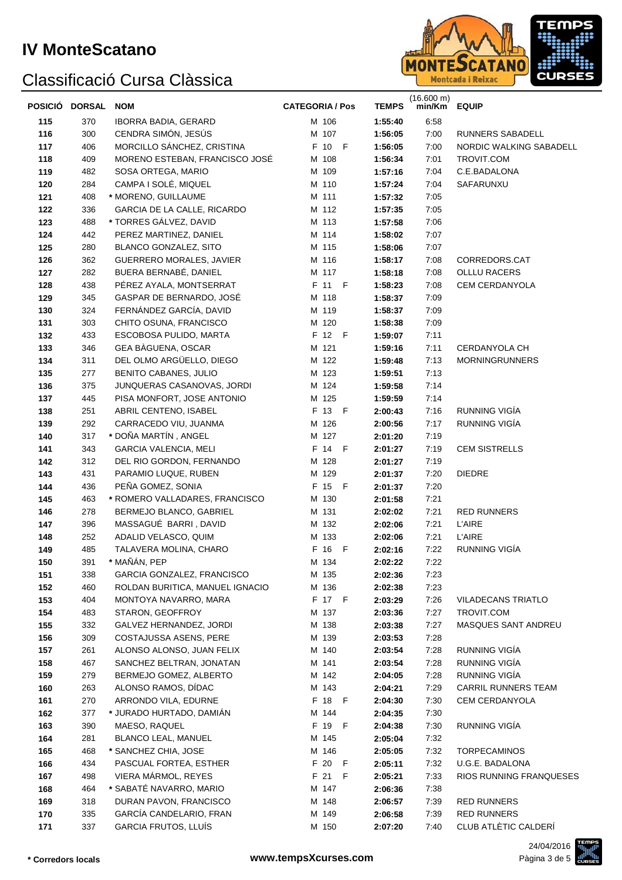# IV MonteScatano

## Classificació Cursa Clàssica

| POSICIÓ | DORSAL | NOM | CATEGORIA / Pos | TEMPS | (16.600 m) min/Km | EQUIP |
|---|---|---|---|---|---|---|
| 115 | 370 | IBORRA BADIA, GERARD | M 106 | 1:55:40 | 6:58 | |
| 116 | 300 | CENDRA SIMÓN, JESÚS | M 107 | 1:56:05 | 7:00 | RUNNERS SABADELL |
| 117 | 406 | MORCILLO SÁNCHEZ, CRISTINA | F 10 F | 1:56:05 | 7:00 | NORDIC WALKING SABADELL |
| 118 | 409 | MORENO ESTEBAN, FRANCISCO JOSÉ | M 108 | 1:56:34 | 7:01 | TROVIT.COM |
| 119 | 482 | SOSA ORTEGA, MARIO | M 109 | 1:57:16 | 7:04 | C.E.BADALONA |
| 120 | 284 | CAMPA I SOLÉ, MIQUEL | M 110 | 1:57:24 | 7:04 | SAFARUNXU |
| 121 | 408 | * MORENO, GUILLAUME | M 111 | 1:57:32 | 7:05 | |
| 122 | 336 | GARCIA DE LA CALLE, RICARDO | M 112 | 1:57:35 | 7:05 | |
| 123 | 488 | * TORRES GÁLVEZ, DAVID | M 113 | 1:57:58 | 7:06 | |
| 124 | 442 | PEREZ MARTINEZ, DANIEL | M 114 | 1:58:02 | 7:07 | |
| 125 | 280 | BLANCO GONZALEZ, SITO | M 115 | 1:58:06 | 7:07 | |
| 126 | 362 | GUERRERO MORALES, JAVIER | M 116 | 1:58:17 | 7:08 | CORREDORS.CAT |
| 127 | 282 | BUERA BERNABÉ, DANIEL | M 117 | 1:58:18 | 7:08 | OLLLU RACERS |
| 128 | 438 | PÉREZ AYALA, MONTSERRAT | F 11 F | 1:58:23 | 7:08 | CEM CERDANYOLA |
| 129 | 345 | GASPAR DE BERNARDO, JOSÉ | M 118 | 1:58:37 | 7:09 | |
| 130 | 324 | FERNÁNDEZ GARCÍA, DAVID | M 119 | 1:58:37 | 7:09 | |
| 131 | 303 | CHITO OSUNA, FRANCISCO | M 120 | 1:58:38 | 7:09 | |
| 132 | 433 | ESCOBOSA PULIDO, MARTA | F 12 F | 1:59:07 | 7:11 | |
| 133 | 346 | GEA BÀGUENA, OSCAR | M 121 | 1:59:16 | 7:11 | CERDANYOLA CH |
| 134 | 311 | DEL OLMO ARGÜELLO, DIEGO | M 122 | 1:59:48 | 7:13 | MORNINGRUNNERS |
| 135 | 277 | BENITO CABANES, JULIO | M 123 | 1:59:51 | 7:13 | |
| 136 | 375 | JUNQUERAS CASANOVAS, JORDI | M 124 | 1:59:58 | 7:14 | |
| 137 | 445 | PISA MONFORT, JOSE ANTONIO | M 125 | 1:59:59 | 7:14 | |
| 138 | 251 | ABRIL CENTENO, ISABEL | F 13 F | 2:00:43 | 7:16 | RUNNING VIGÍA |
| 139 | 292 | CARRACEDO VIU, JUANMA | M 126 | 2:00:56 | 7:17 | RUNNING VIGÍA |
| 140 | 317 | * DOÑA MARTÍN , ANGEL | M 127 | 2:01:20 | 7:19 | |
| 141 | 343 | GARCIA VALENCIA, MELI | F 14 F | 2:01:27 | 7:19 | CEM SISTRELLS |
| 142 | 312 | DEL RIO GORDON, FERNANDO | M 128 | 2:01:27 | 7:19 | |
| 143 | 431 | PARAMIO LUQUE, RUBEN | M 129 | 2:01:37 | 7:20 | DIEDRE |
| 144 | 436 | PEÑA GOMEZ, SONIA | F 15 F | 2:01:37 | 7:20 | |
| 145 | 463 | * ROMERO VALLADARES, FRANCISCO | M 130 | 2:01:58 | 7:21 | |
| 146 | 278 | BERMEJO BLANCO, GABRIEL | M 131 | 2:02:02 | 7:21 | RED RUNNERS |
| 147 | 396 | MASSAGUÉ BARRI , DAVID | M 132 | 2:02:06 | 7:21 | L'AIRE |
| 148 | 252 | ADALID VELASCO, QUIM | M 133 | 2:02:06 | 7:21 | L'AIRE |
| 149 | 485 | TALAVERA MOLINA, CHARO | F 16 F | 2:02:16 | 7:22 | RUNNING VIGÍA |
| 150 | 391 | * MAÑÁN, PEP | M 134 | 2:02:22 | 7:22 | |
| 151 | 338 | GARCIA GONZALEZ, FRANCISCO | M 135 | 2:02:36 | 7:23 | |
| 152 | 460 | ROLDAN BURITICA, MANUEL IGNACIO | M 136 | 2:02:38 | 7:23 | |
| 153 | 404 | MONTOYA NAVARRO, MARA | F 17 F | 2:03:29 | 7:26 | VILADECANS TRIATLO |
| 154 | 483 | STARON, GEOFFROY | M 137 | 2:03:36 | 7:27 | TROVIT.COM |
| 155 | 332 | GALVEZ HERNANDEZ, JORDI | M 138 | 2:03:38 | 7:27 | MASQUES SANT ANDREU |
| 156 | 309 | COSTAJUSSA ASENS, PERE | M 139 | 2:03:53 | 7:28 | |
| 157 | 261 | ALONSO ALONSO, JUAN FELIX | M 140 | 2:03:54 | 7:28 | RUNNING VIGÍA |
| 158 | 467 | SANCHEZ BELTRAN, JONATAN | M 141 | 2:03:54 | 7:28 | RUNNING VIGÍA |
| 159 | 279 | BERMEJO GOMEZ, ALBERTO | M 142 | 2:04:05 | 7:28 | RUNNING VIGÍA |
| 160 | 263 | ALONSO RAMOS, DÍDAC | M 143 | 2:04:21 | 7:29 | CARRIL RUNNERS TEAM |
| 161 | 270 | ARRONDO VILA, EDURNE | F 18 F | 2:04:30 | 7:30 | CEM CERDANYOLA |
| 162 | 377 | * JURADO HURTADO, DAMIÁN | M 144 | 2:04:35 | 7:30 | |
| 163 | 390 | MAESO, RAQUEL | F 19 F | 2:04:38 | 7:30 | RUNNING VIGÍA |
| 164 | 281 | BLANCO LEAL, MANUEL | M 145 | 2:05:04 | 7:32 | |
| 165 | 468 | * SANCHEZ CHIA, JOSE | M 146 | 2:05:05 | 7:32 | TORPECAMINOS |
| 166 | 434 | PASCUAL FORTEA, ESTHER | F 20 F | 2:05:11 | 7:32 | U.G.E. BADALONA |
| 167 | 498 | VIERA MÁRMOL, REYES | F 21 F | 2:05:21 | 7:33 | RIOS RUNNING FRANQUESES |
| 168 | 464 | * SABATÉ NAVARRO, MARIO | M 147 | 2:06:36 | 7:38 | |
| 169 | 318 | DURAN PAVON, FRANCISCO | M 148 | 2:06:57 | 7:39 | RED RUNNERS |
| 170 | 335 | GARCÍA CANDELARIO, FRAN | M 149 | 2:06:58 | 7:39 | RED RUNNERS |
| 171 | 337 | GARCIA FRUTOS, LLUÍS | M 150 | 2:07:20 | 7:40 | CLUB ATLÈTIC CALDERÍ |

**\* Corredors locals**

**www.tempsXcurses.com**

24/04/2016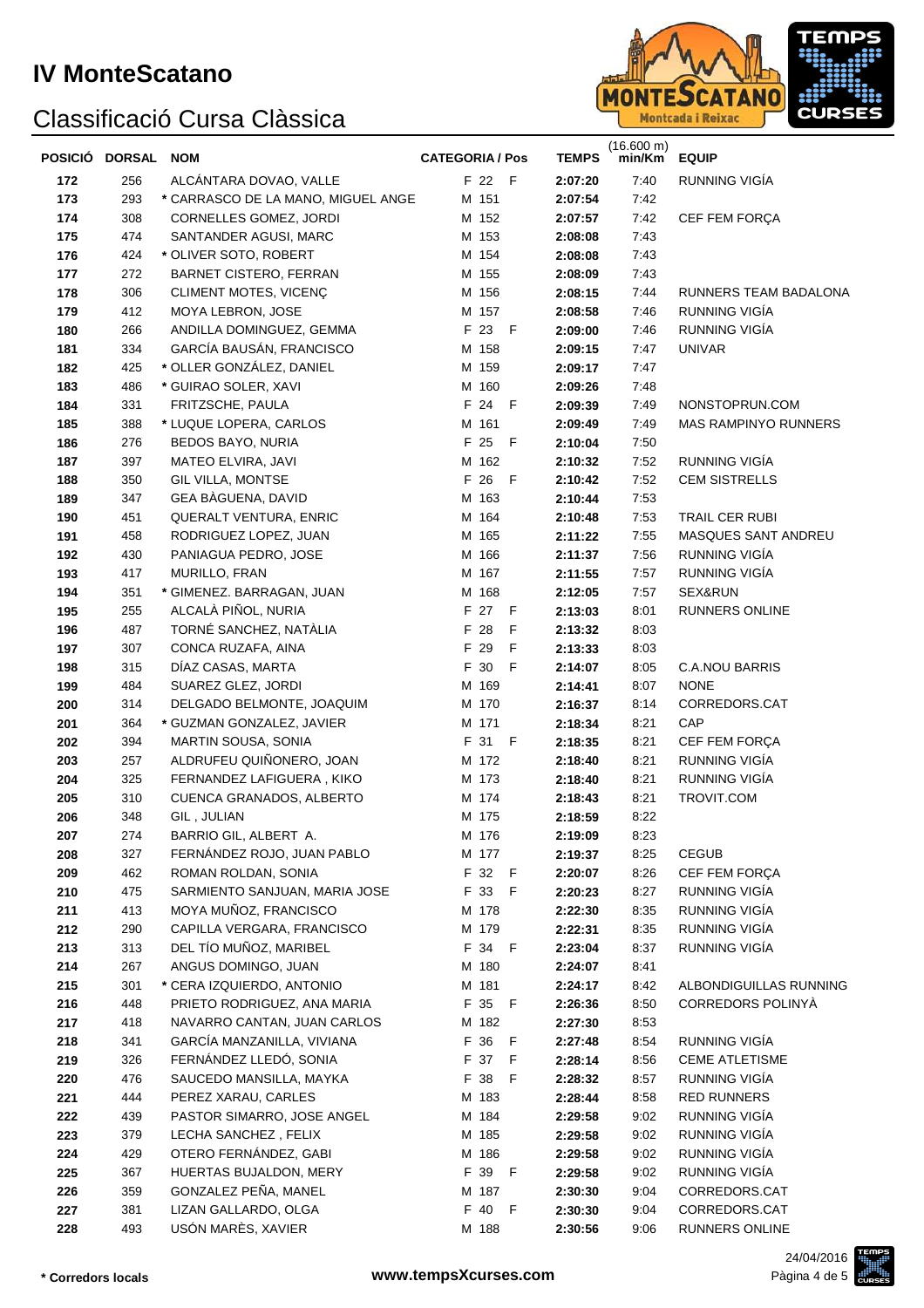# IV MonteScatano

## Classificació Cursa Clàssica

| POSICIÓ | DORSAL | NOM | CATEGORIA / Pos | TEMPS | (16.600 m) min/Km | EQUIP |
|---|---|---|---|---|---|---|
| 172 | 256 | ALCÁNTARA DOVAO, VALLE | F 22 F | 2:07:20 | 7:40 | RUNNING VIGÍA |
| 173 | 293 | * CARRASCO DE LA MANO, MIGUEL ANGE | M 151 | 2:07:54 | 7:42 | |
| 174 | 308 | CORNELLES GOMEZ, JORDI | M 152 | 2:07:57 | 7:42 | CEF FEM FORÇA |
| 175 | 474 | SANTANDER AGUSI, MARC | M 153 | 2:08:08 | 7:43 | |
| 176 | 424 | * OLIVER SOTO, ROBERT | M 154 | 2:08:08 | 7:43 | |
| 177 | 272 | BARNET CISTERO, FERRAN | M 155 | 2:08:09 | 7:43 | |
| 178 | 306 | CLIMENT MOTES, VICENÇ | M 156 | 2:08:15 | 7:44 | RUNNERS TEAM BADALONA |
| 179 | 412 | MOYA LEBRON, JOSE | M 157 | 2:08:58 | 7:46 | RUNNING VIGÍA |
| 180 | 266 | ANDILLA DOMINGUEZ, GEMMA | F 23 F | 2:09:00 | 7:46 | RUNNING VIGÍA |
| 181 | 334 | GARCÍA BAUSÁN, FRANCISCO | M 158 | 2:09:15 | 7:47 | UNIVAR |
| 182 | 425 | * OLLER GONZÁLEZ, DANIEL | M 159 | 2:09:17 | 7:47 | |
| 183 | 486 | * GUIRAO SOLER, XAVI | M 160 | 2:09:26 | 7:48 | |
| 184 | 331 | FRITZSCHE, PAULA | F 24 F | 2:09:39 | 7:49 | NONSTOPRUN.COM |
| 185 | 388 | * LUQUE LOPERA, CARLOS | M 161 | 2:09:49 | 7:49 | MAS RAMPINYO RUNNERS |
| 186 | 276 | BEDOS BAYO, NURIA | F 25 F | 2:10:04 | 7:50 | |
| 187 | 397 | MATEO ELVIRA, JAVI | M 162 | 2:10:32 | 7:52 | RUNNING VIGÍA |
| 188 | 350 | GIL VILLA, MONTSE | F 26 F | 2:10:42 | 7:52 | CEM SISTRELLS |
| 189 | 347 | GEA BÀGUENA, DAVID | M 163 | 2:10:44 | 7:53 | |
| 190 | 451 | QUERALT VENTURA, ENRIC | M 164 | 2:10:48 | 7:53 | TRAIL CER RUBI |
| 191 | 458 | RODRIGUEZ LOPEZ, JUAN | M 165 | 2:11:22 | 7:55 | MASQUES SANT ANDREU |
| 192 | 430 | PANIAGUA PEDRO, JOSE | M 166 | 2:11:37 | 7:56 | RUNNING VIGÍA |
| 193 | 417 | MURILLO, FRAN | M 167 | 2:11:55 | 7:57 | RUNNING VIGÍA |
| 194 | 351 | * GIMENEZ. BARRAGAN, JUAN | M 168 | 2:12:05 | 7:57 | SEX&RUN |
| 195 | 255 | ALCALÀ PIÑOL, NURIA | F 27 F | 2:13:03 | 8:01 | RUNNERS ONLINE |
| 196 | 487 | TORNÉ SANCHEZ, NATÀLIA | F 28 F | 2:13:32 | 8:03 | |
| 197 | 307 | CONCA RUZAFA, AINA | F 29 F | 2:13:33 | 8:03 | |
| 198 | 315 | DÍAZ CASAS, MARTA | F 30 F | 2:14:07 | 8:05 | C.A.NOU BARRIS |
| 199 | 484 | SUAREZ GLEZ, JORDI | M 169 | 2:14:41 | 8:07 | NONE |
| 200 | 314 | DELGADO BELMONTE, JOAQUIM | M 170 | 2:16:37 | 8:14 | CORREDORS.CAT |
| 201 | 364 | * GUZMAN GONZALEZ, JAVIER | M 171 | 2:18:34 | 8:21 | CAP |
| 202 | 394 | MARTIN SOUSA, SONIA | F 31 F | 2:18:35 | 8:21 | CEF FEM FORÇA |
| 203 | 257 | ALDRUFEU QUIÑONERO, JOAN | M 172 | 2:18:40 | 8:21 | RUNNING VIGÍA |
| 204 | 325 | FERNANDEZ LAFIGUERA , KIKO | M 173 | 2:18:40 | 8:21 | RUNNING VIGÍA |
| 205 | 310 | CUENCA GRANADOS, ALBERTO | M 174 | 2:18:43 | 8:21 | TROVIT.COM |
| 206 | 348 | GIL , JULIAN | M 175 | 2:18:59 | 8:22 | |
| 207 | 274 | BARRIO GIL, ALBERT A. | M 176 | 2:19:09 | 8:23 | |
| 208 | 327 | FERNÁNDEZ ROJO, JUAN PABLO | M 177 | 2:19:37 | 8:25 | CEGUB |
| 209 | 462 | ROMAN ROLDAN, SONIA | F 32 F | 2:20:07 | 8:26 | CEF FEM FORÇA |
| 210 | 475 | SARMIENTO SANJUAN, MARIA JOSE | F 33 F | 2:20:23 | 8:27 | RUNNING VIGÍA |
| 211 | 413 | MOYA MUÑOZ, FRANCISCO | M 178 | 2:22:30 | 8:35 | RUNNING VIGÍA |
| 212 | 290 | CAPILLA VERGARA, FRANCISCO | M 179 | 2:22:31 | 8:35 | RUNNING VIGÍA |
| 213 | 313 | DEL TÍO MUÑOZ, MARIBEL | F 34 F | 2:23:04 | 8:37 | RUNNING VIGÍA |
| 214 | 267 | ANGUS DOMINGO, JUAN | M 180 | 2:24:07 | 8:41 | |
| 215 | 301 | * CERA IZQUIERDO, ANTONIO | M 181 | 2:24:17 | 8:42 | ALBONDIGUILLAS RUNNING |
| 216 | 448 | PRIETO RODRIGUEZ, ANA MARIA | F 35 F | 2:26:36 | 8:50 | CORREDORS POLINYÀ |
| 217 | 418 | NAVARRO CANTAN, JUAN CARLOS | M 182 | 2:27:30 | 8:53 | |
| 218 | 341 | GARCÍA MANZANILLA, VIVIANA | F 36 F | 2:27:48 | 8:54 | RUNNING VIGÍA |
| 219 | 326 | FERNÁNDEZ LLEDÓ, SONIA | F 37 F | 2:28:14 | 8:56 | CEME ATLETISME |
| 220 | 476 | SAUCEDO MANSILLA, MAYKA | F 38 F | 2:28:32 | 8:57 | RUNNING VIGÍA |
| 221 | 444 | PEREZ XARAU, CARLES | M 183 | 2:28:44 | 8:58 | RED RUNNERS |
| 222 | 439 | PASTOR SIMARRO, JOSE ANGEL | M 184 | 2:29:58 | 9:02 | RUNNING VIGÍA |
| 223 | 379 | LECHA SANCHEZ , FELIX | M 185 | 2:29:58 | 9:02 | RUNNING VIGÍA |
| 224 | 429 | OTERO FERNÁNDEZ, GABI | M 186 | 2:29:58 | 9:02 | RUNNING VIGÍA |
| 225 | 367 | HUERTAS BUJALDON, MERY | F 39 F | 2:29:58 | 9:02 | RUNNING VIGÍA |
| 226 | 359 | GONZALEZ PEÑA, MANEL | M 187 | 2:30:30 | 9:04 | CORREDORS.CAT |
| 227 | 381 | LIZAN GALLARDO, OLGA | F 40 F | 2:30:30 | 9:04 | CORREDORS.CAT |
| 228 | 493 | USÓN MARÈS, XAVIER | M 188 | 2:30:56 | 9:06 | RUNNERS ONLINE |

**\* Corredors locals**

**www.tempsXcurses.com**

24/04/2016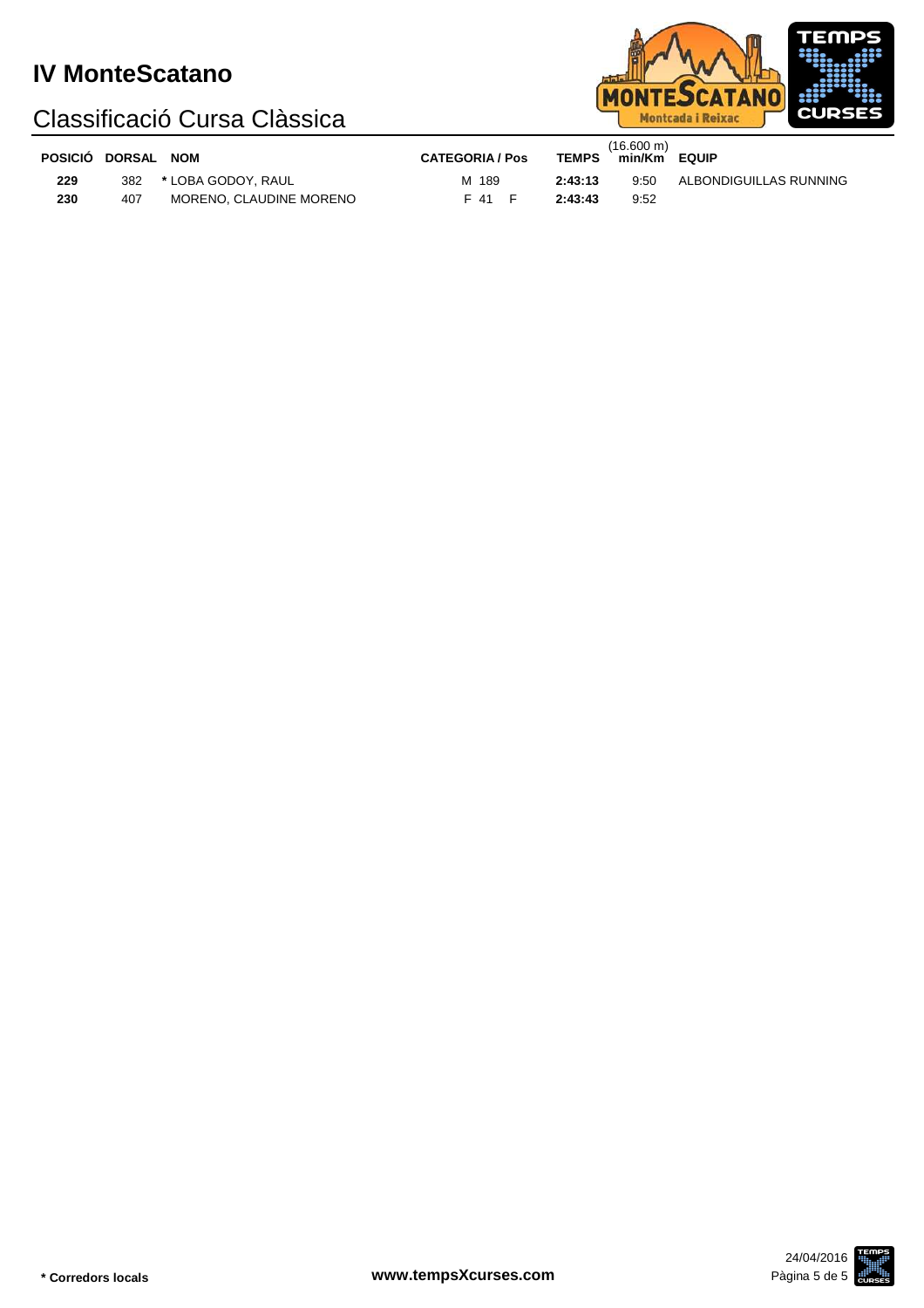# IV MonteScatano

## Classificació Cursa Clàssica

| POSICIÓ | DORSAL | NOM | CATEGORIA / Pos | | TEMPS | (16.600 m) min/Km | EQUIP |
|---|---|---|---|---|---|---|---|
| **229** | 382 | * LOBA GODOY, RAUL | M 189 | | **2:43:13** | 9:50 | ALBONDIGUILLAS RUNNING |
| **230** | 407 | MORENO, CLAUDINE MORENO | F 41 | F | **2:43:43** | 9:52 | |

**\* Corredors locals**

**www.tempsXcurses.com**

24/04/2016